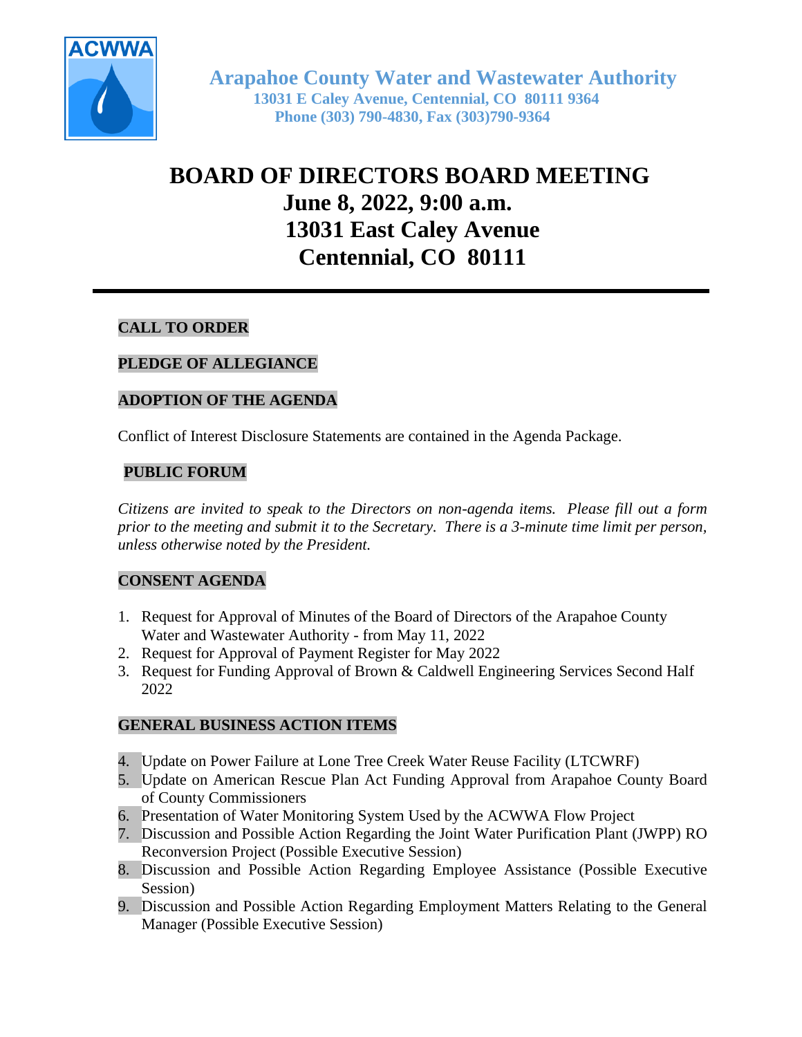**Arapahoe County Water and Wastewater Authority**
**13031 E Caley Avenue, Centennial, CO 80111 9364**
**Phone (303) 790-4830, Fax (303)790-9364**

# BOARD OF DIRECTORS BOARD MEETING
# June 8, 2022, 9:00 a.m.
# 13031 East Caley Avenue
# Centennial, CO 80111

---

**CALL TO ORDER**

**PLEDGE OF ALLEGIANCE**

**ADOPTION OF THE AGENDA**

Conflict of Interest Disclosure Statements are contained in the Agenda Package.

**PUBLIC FORUM**

*Citizens are invited to speak to the Directors on non-agenda items. Please fill out a form prior to the meeting and submit it to the Secretary. There is a 3-minute time limit per person, unless otherwise noted by the President.*

**CONSENT AGENDA**

1. Request for Approval of Minutes of the Board of Directors of the Arapahoe County Water and Wastewater Authority - from May 11, 2022
2. Request for Approval of Payment Register for May 2022
3. Request for Funding Approval of Brown & Caldwell Engineering Services Second Half 2022

**GENERAL BUSINESS ACTION ITEMS**

4. Update on Power Failure at Lone Tree Creek Water Reuse Facility (LTCWRF)
5. Update on American Rescue Plan Act Funding Approval from Arapahoe County Board of County Commissioners
6. Presentation of Water Monitoring System Used by the ACWWA Flow Project
7. Discussion and Possible Action Regarding the Joint Water Purification Plant (JWPP) RO Reconversion Project (Possible Executive Session)
8. Discussion and Possible Action Regarding Employee Assistance (Possible Executive Session)
9. Discussion and Possible Action Regarding Employment Matters Relating to the General Manager (Possible Executive Session)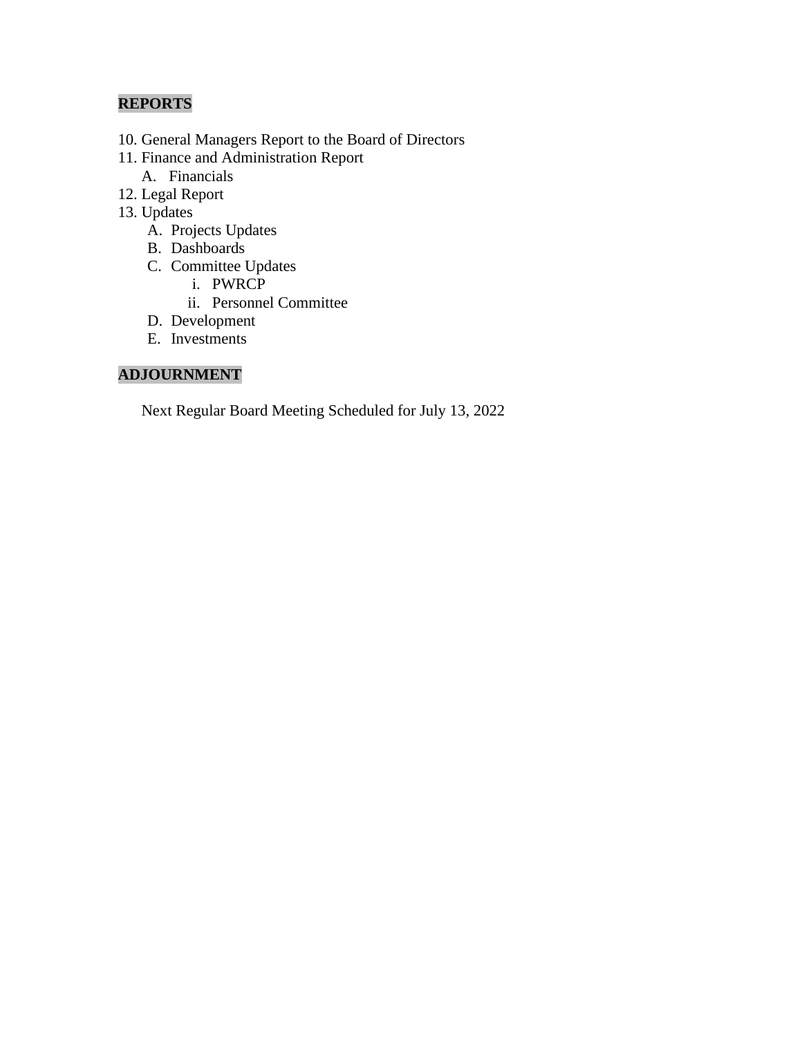**REPORTS**

10. General Managers Report to the Board of Directors
11. Finance and Administration Report
    - A. Financials
12. Legal Report
13. Updates
    - A. Projects Updates
    - B. Dashboards
    - C. Committee Updates
        - i. PWRCP
        - ii. Personnel Committee
    - D. Development
    - E. Investments

**ADJOURNMENT**

Next Regular Board Meeting Scheduled for July 13, 2022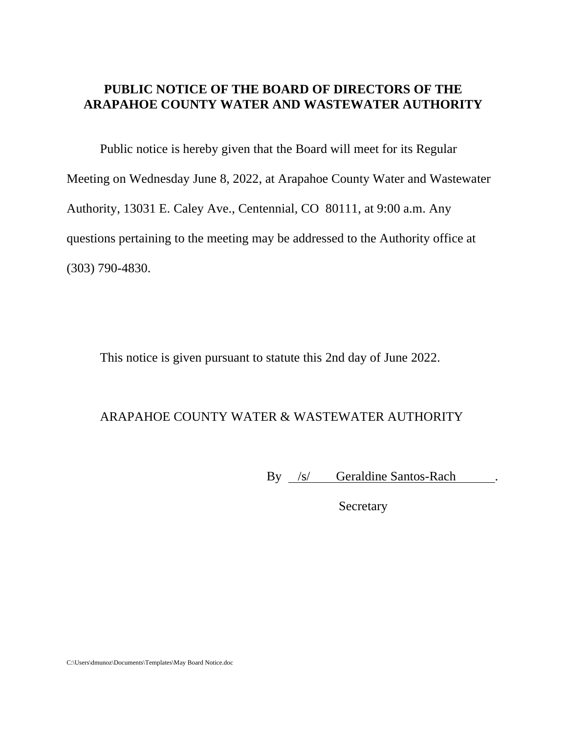**PUBLIC NOTICE OF THE BOARD OF DIRECTORS OF THE ARAPAHOE COUNTY WATER AND WASTEWATER AUTHORITY**

Public notice is hereby given that the Board will meet for its Regular Meeting on Wednesday June 8, 2022, at Arapahoe County Water and Wastewater Authority, 13031 E. Caley Ave., Centennial, CO 80111, at 9:00 a.m. Any questions pertaining to the meeting may be addressed to the Authority office at (303) 790-4830.

This notice is given pursuant to statute this 2nd day of June 2022.

ARAPAHOE COUNTY WATER & WASTEWATER AUTHORITY

By /s/ Geraldine Santos-Rach .

Secretary

C:\Users\dmunoz\Documents\Templates\May Board Notice.doc